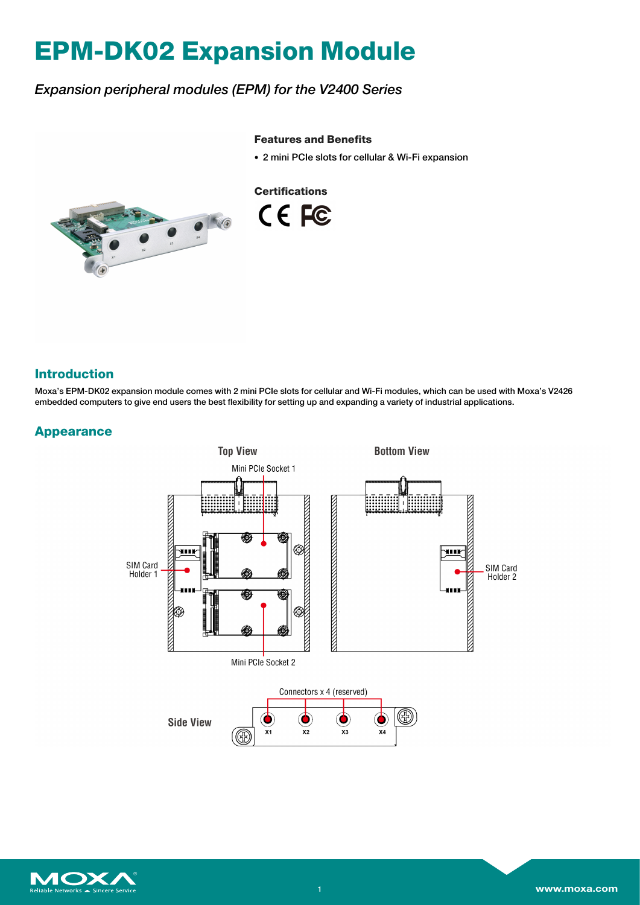# EPM-DK02 Expansion Module

*Expansion peripheral modules (EPM) for the V2400 Series*

### Features and Benefits

- 2 mini PCIe slots for cellular & Wi-Fi expansion

### Certifications

## Introduction

Moxa's EPM-DK02 expansion module comes with 2 mini PCIe slots for cellular and Wi-Fi modules, which can be used with Moxa's V2426 embedded computers to give end users the best flexibility for setting up and expanding a variety of industrial applications.

## Appearance

Top View

Bottom View

Mini PCIe Socket 1

SIM Card Holder 1

SIM Card Holder 2

Mini PCIe Socket 2

Side View

Connectors x 4 (reserved)

X1 X2 X3 X4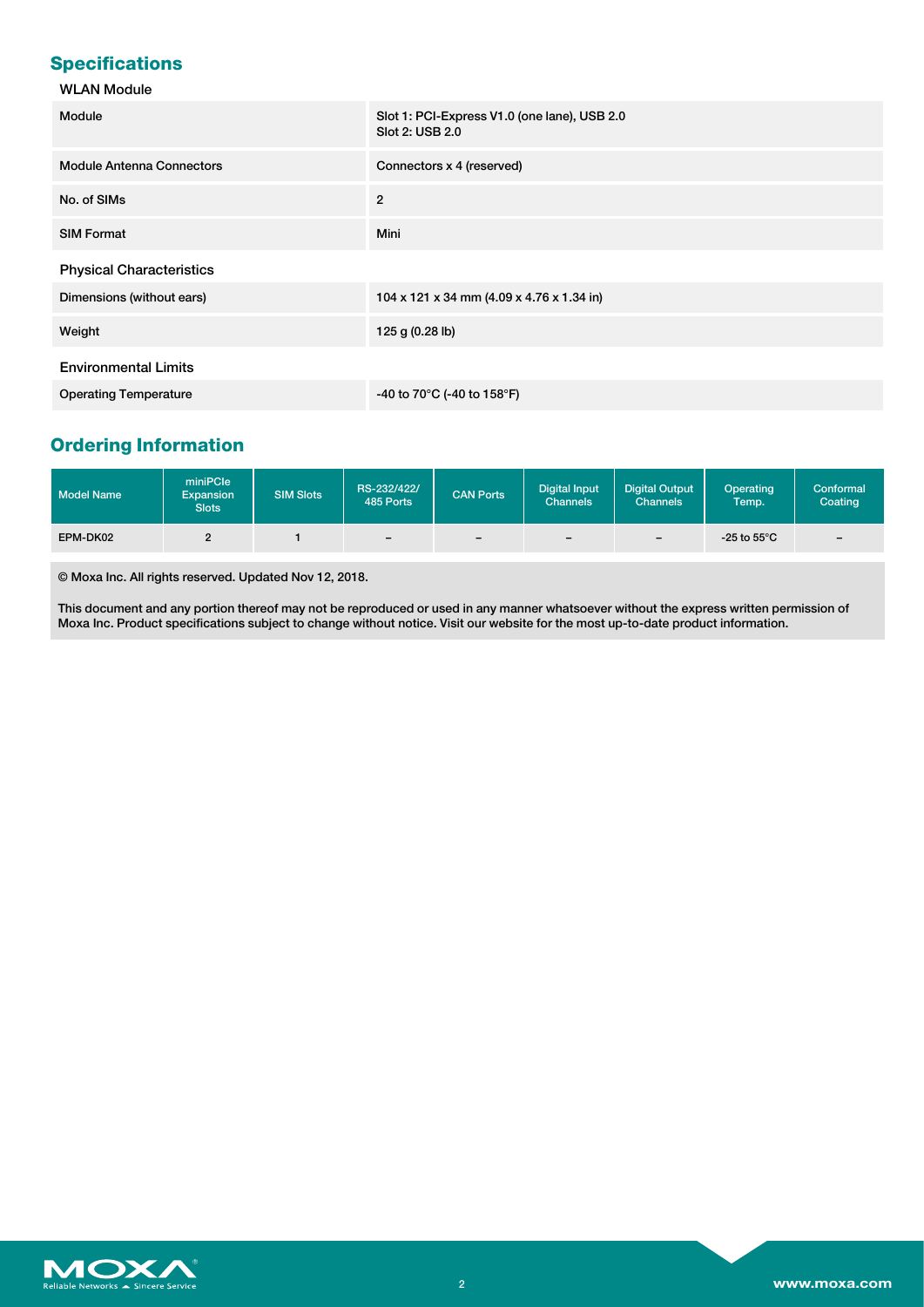## Specifications

### WLAN Module

| | |
|---|---|
| Module | Slot 1: PCI-Express V1.0 (one lane), USB 2.0<br>Slot 2: USB 2.0 |
| Module Antenna Connectors | Connectors x 4 (reserved) |
| No. of SIMs | 2 |
| SIM Format | Mini |

### Physical Characteristics

| | |
|---|---|
| Dimensions (without ears) | 104 x 121 x 34 mm (4.09 x 4.76 x 1.34 in) |
| Weight | 125 g (0.28 lb) |

### Environmental Limits

| | |
|---|---|
| Operating Temperature | -40 to 70°C (-40 to 158°F) |

## Ordering Information

| Model Name | miniPCIe Expansion Slots | SIM Slots | RS-232/422/485 Ports | CAN Ports | Digital Input Channels | Digital Output Channels | Operating Temp. | Conformal Coating |
|---|---|---|---|---|---|---|---|---|
| EPM-DK02 | 2 | 1 | – | – | – | – | -25 to 55°C | – |

© Moxa Inc. All rights reserved. Updated Nov 12, 2018.

This document and any portion thereof may not be reproduced or used in any manner whatsoever without the express written permission of Moxa Inc. Product specifications subject to change without notice. Visit our website for the most up-to-date product information.